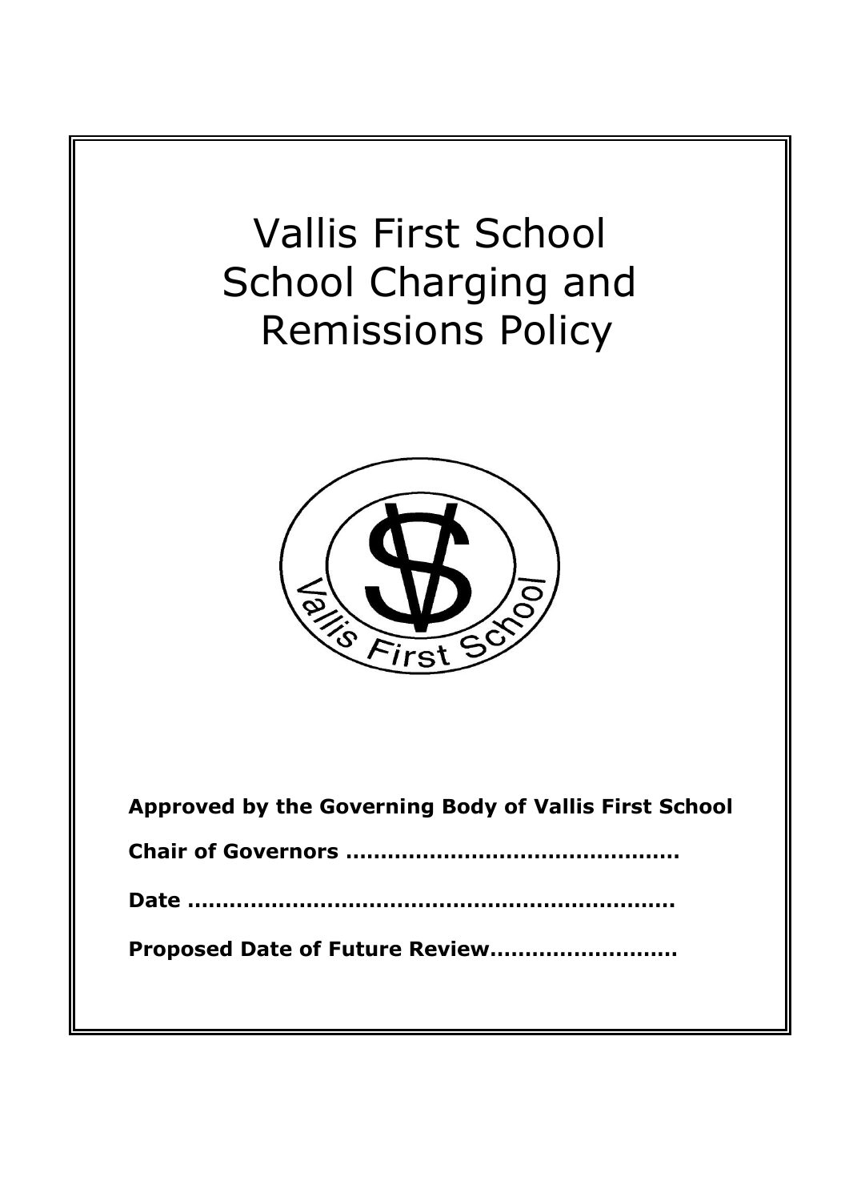# Vallis First School School Charging and Remissions Policy

**Approved by the Governing Body of Vallis First School**

**Chair of Governors ……………………………………….**

**Date …………………………………………………………….**

**Proposed Date of Future Review……………………..**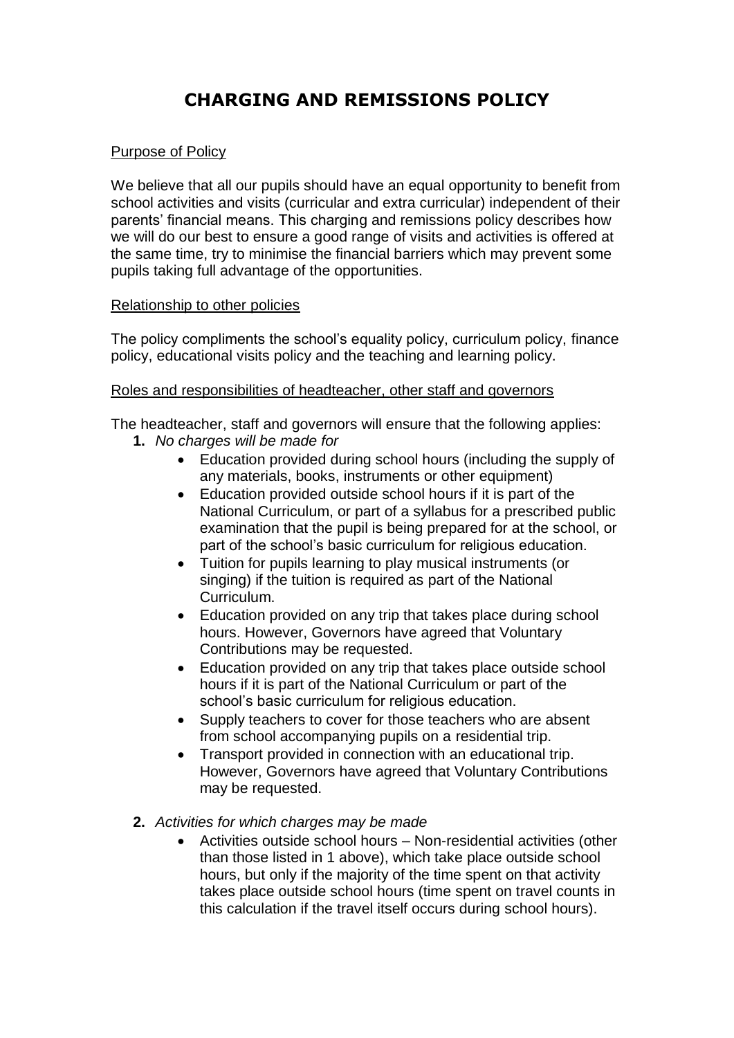# CHARGING AND REMISSIONS POLICY

Purpose of Policy

We believe that all our pupils should have an equal opportunity to benefit from school activities and visits (curricular and extra curricular) independent of their parents' financial means. This charging and remissions policy describes how we will do our best to ensure a good range of visits and activities is offered at the same time, try to minimise the financial barriers which may prevent some pupils taking full advantage of the opportunities.

Relationship to other policies

The policy compliments the school's equality policy, curriculum policy, finance policy, educational visits policy and the teaching and learning policy.

Roles and responsibilities of headteacher, other staff and governors

The headteacher, staff and governors will ensure that the following applies:

1. *No charges will be made for*
   - Education provided during school hours (including the supply of any materials, books, instruments or other equipment)
   - Education provided outside school hours if it is part of the National Curriculum, or part of a syllabus for a prescribed public examination that the pupil is being prepared for at the school, or part of the school's basic curriculum for religious education.
   - Tuition for pupils learning to play musical instruments (or singing) if the tuition is required as part of the National Curriculum.
   - Education provided on any trip that takes place during school hours. However, Governors have agreed that Voluntary Contributions may be requested.
   - Education provided on any trip that takes place outside school hours if it is part of the National Curriculum or part of the school's basic curriculum for religious education.
   - Supply teachers to cover for those teachers who are absent from school accompanying pupils on a residential trip.
   - Transport provided in connection with an educational trip. However, Governors have agreed that Voluntary Contributions may be requested.

2. *Activities for which charges may be made*
   - Activities outside school hours – Non-residential activities (other than those listed in 1 above), which take place outside school hours, but only if the majority of the time spent on that activity takes place outside school hours (time spent on travel counts in this calculation if the travel itself occurs during school hours).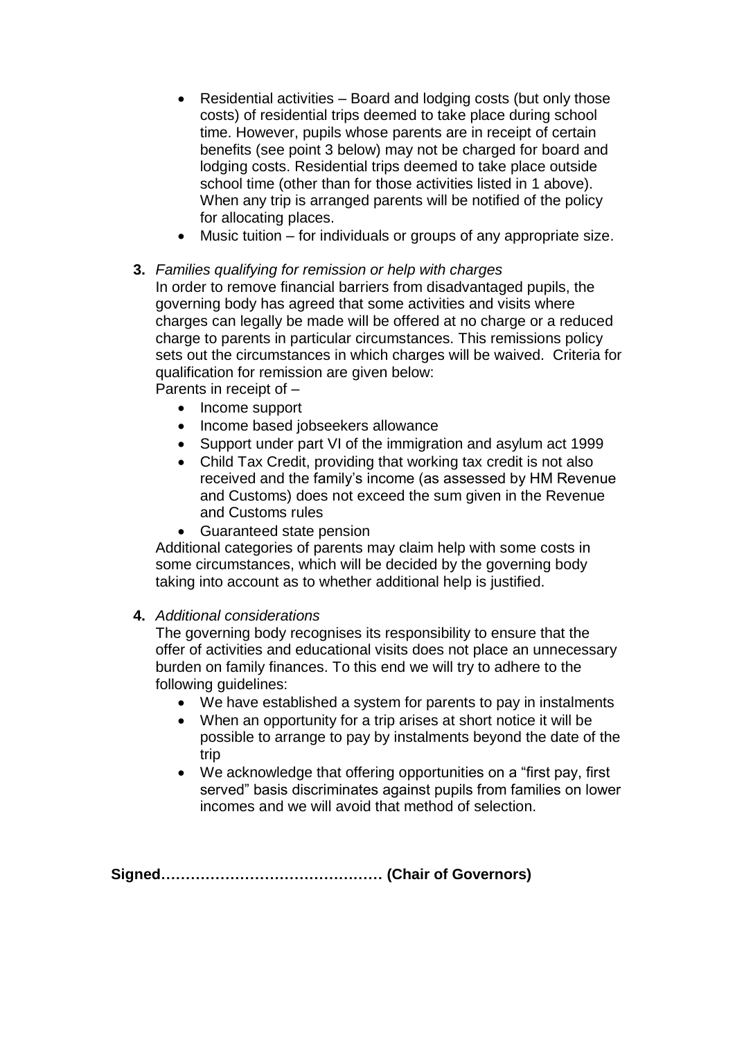- Residential activities – Board and lodging costs (but only those costs) of residential trips deemed to take place during school time. However, pupils whose parents are in receipt of certain benefits (see point 3 below) may not be charged for board and lodging costs. Residential trips deemed to take place outside school time (other than for those activities listed in 1 above). When any trip is arranged parents will be notified of the policy for allocating places.
- Music tuition – for individuals or groups of any appropriate size.

**3.** *Families qualifying for remission or help with charges*

In order to remove financial barriers from disadvantaged pupils, the governing body has agreed that some activities and visits where charges can legally be made will be offered at no charge or a reduced charge to parents in particular circumstances. This remissions policy sets out the circumstances in which charges will be waived. Criteria for qualification for remission are given below:

Parents in receipt of –

- Income support
- Income based jobseekers allowance
- Support under part VI of the immigration and asylum act 1999
- Child Tax Credit, providing that working tax credit is not also received and the family's income (as assessed by HM Revenue and Customs) does not exceed the sum given in the Revenue and Customs rules
- Guaranteed state pension

Additional categories of parents may claim help with some costs in some circumstances, which will be decided by the governing body taking into account as to whether additional help is justified.

**4.** *Additional considerations*

The governing body recognises its responsibility to ensure that the offer of activities and educational visits does not place an unnecessary burden on family finances. To this end we will try to adhere to the following guidelines:

- We have established a system for parents to pay in instalments
- When an opportunity for a trip arises at short notice it will be possible to arrange to pay by instalments beyond the date of the trip
- We acknowledge that offering opportunities on a "first pay, first served" basis discriminates against pupils from families on lower incomes and we will avoid that method of selection.

**Signed……………………………………… (Chair of Governors)**